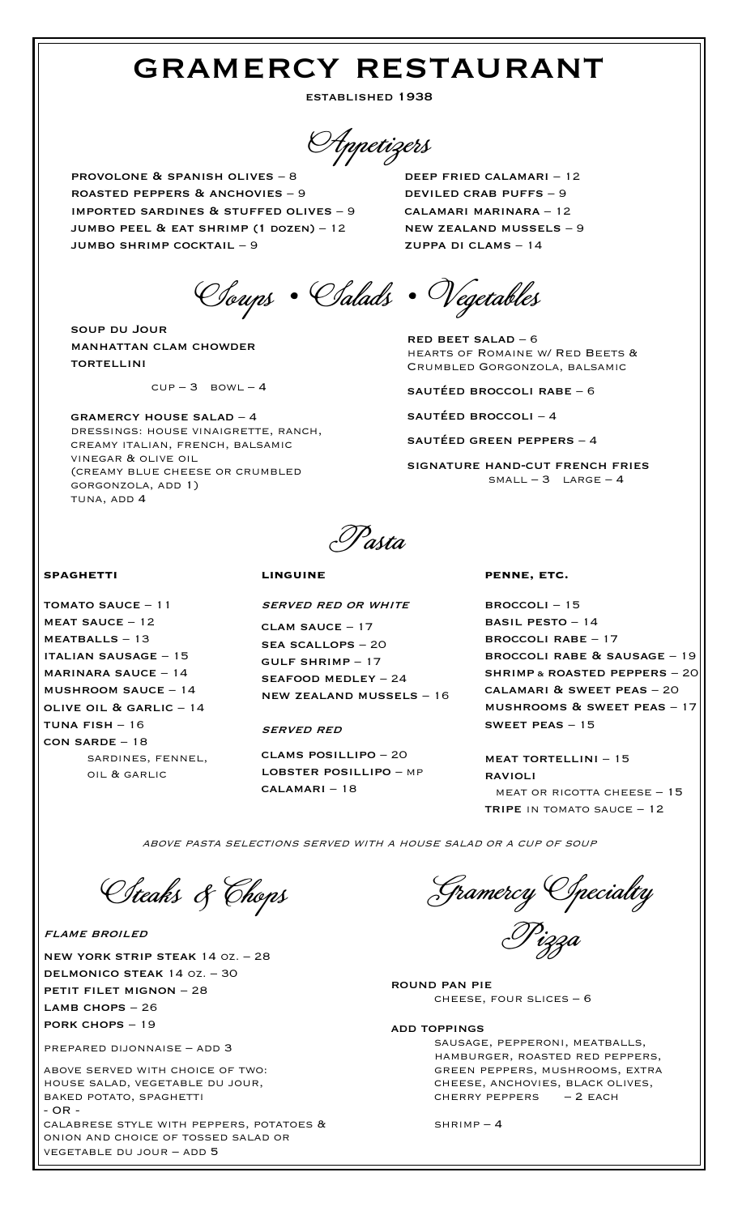# GRAMERCY RESTAURANT

ESTABLISHED 1938

## Appetizers

- PROVOLONE & SPANISH OLIVES – 8
- ROASTED PEPPERS & ANCHOVIES – 9
- IMPORTED SARDINES & STUFFED OLIVES – 9
- JUMBO PEEL & EAT SHRIMP (1 DOZEN) – 12
- JUMBO SHRIMP COCKTAIL – 9
- DEEP FRIED CALAMARI – 12
- DEVILED CRAB PUFFS – 9
- CALAMARI MARINARA – 12
- NEW ZEALAND MUSSELS – 9
- ZUPPA DI CLAMS – 14

## Soups • Salads • Vegetables

- SOUP DU JOUR
- MANHATTAN CLAM CHOWDER
- TORTELLINI

CUP – 3 BOWL – 4

**GRAMERCY HOUSE SALAD** – 4
DRESSINGS: HOUSE VINAIGRETTE, RANCH, CREAMY ITALIAN, FRENCH, BALSAMIC VINEGAR & OLIVE OIL
(CREAMY BLUE CHEESE OR CRUMBLED GORGONZOLA, ADD 1)
TUNA, ADD 4

**RED BEET SALAD** – 6
HEARTS OF ROMAINE W/ RED BEETS & CRUMBLED GORGONZOLA, BALSAMIC

- SAUTÉED BROCCOLI RABE – 6
- SAUTÉED BROCCOLI – 4
- SAUTÉED GREEN PEPPERS – 4

**SIGNATURE HAND-CUT FRENCH FRIES**
SMALL – 3 LARGE – 4

## Pasta

### SPAGHETTI

- TOMATO SAUCE – 11
- MEAT SAUCE – 12
- MEATBALLS – 13
- ITALIAN SAUSAGE – 15
- MARINARA SAUCE – 14
- MUSHROOM SAUCE – 14
- OLIVE OIL & GARLIC – 14
- TUNA FISH – 16
- CON SARDE – 18
  SARDINES, FENNEL, OIL & GARLIC

### LINGUINE

*SERVED RED OR WHITE*

- CLAM SAUCE – 17
- SEA SCALLOPS – 20
- GULF SHRIMP – 17
- SEAFOOD MEDLEY – 24
- NEW ZEALAND MUSSELS – 16

*SERVED RED*

- CLAMS POSILLIPO – 20
- LOBSTER POSILLIPO – MP
- CALAMARI – 18

### PENNE, ETC.

- BROCCOLI – 15
- BASIL PESTO – 14
- BROCCOLI RABE – 17
- BROCCOLI RABE & SAUSAGE – 19
- SHRIMP & ROASTED PEPPERS – 20
- CALAMARI & SWEET PEAS – 20
- MUSHROOMS & SWEET PEAS – 17
- SWEET PEAS – 15

- MEAT TORTELLINI – 15
- RAVIOLI
  MEAT OR RICOTTA CHEESE – 15
- TRIPE IN TOMATO SAUCE – 12

*ABOVE PASTA SELECTIONS SERVED WITH A HOUSE SALAD OR A CUP OF SOUP*

## Steaks & Chops

*FLAME BROILED*

- NEW YORK STRIP STEAK 14 OZ. – 28
- DELMONICO STEAK 14 OZ. – 30
- PETIT FILET MIGNON – 28
- LAMB CHOPS – 26
- PORK CHOPS – 19

PREPARED DIJONNAISE – ADD 3

ABOVE SERVED WITH CHOICE OF TWO:
HOUSE SALAD, VEGETABLE DU JOUR, BAKED POTATO, SPAGHETTI
- OR -
CALABRESE STYLE WITH PEPPERS, POTATOES & ONION AND CHOICE OF TOSSED SALAD OR VEGETABLE DU JOUR – ADD 5

## Gramercy Specialty Pizza

**ROUND PAN PIE**
CHEESE, FOUR SLICES – 6

**ADD TOPPINGS**
SAUSAGE, PEPPERONI, MEATBALLS, HAMBURGER, ROASTED RED PEPPERS, GREEN PEPPERS, MUSHROOMS, EXTRA CHEESE, ANCHOVIES, BLACK OLIVES, CHERRY PEPPERS – 2 EACH

SHRIMP – 4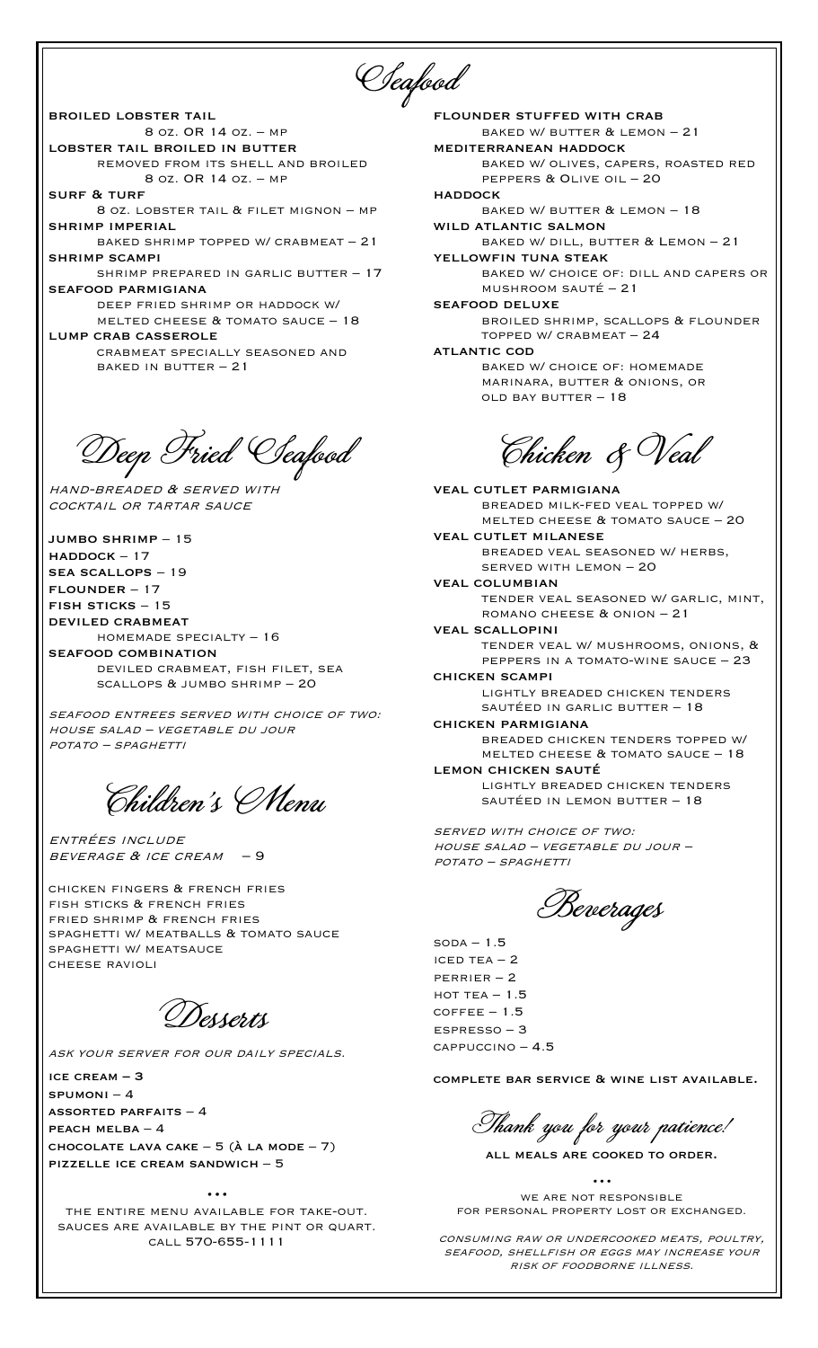# Seafood

**BROILED LOBSTER TAIL**
8 oz. OR 14 oz. – MP

**LOBSTER TAIL BROILED IN BUTTER**
Removed from its shell and broiled
8 oz. OR 14 oz. – MP

**SURF & TURF**
8 oz. lobster tail & filet mignon – MP

**SHRIMP IMPERIAL**
Baked shrimp topped w/ crabmeat – 21

**SHRIMP SCAMPI**
Shrimp prepared in garlic butter – 17

**SEAFOOD PARMIGIANA**
Deep fried shrimp or haddock w/ melted cheese & tomato sauce – 18

**LUMP CRAB CASSEROLE**
Crabmeat specially seasoned and baked in butter – 21

**FLOUNDER STUFFED WITH CRAB**
Baked w/ butter & lemon – 21

**MEDITERRANEAN HADDOCK**
Baked w/ olives, capers, roasted red peppers & Olive oil – 20

**HADDOCK**
Baked w/ butter & lemon – 18

**WILD ATLANTIC SALMON**
Baked w/ dill, butter & Lemon – 21

**YELLOWFIN TUNA STEAK**
Baked w/ choice of: dill and capers or mushroom sauté – 21

**SEAFOOD DELUXE**
Broiled shrimp, scallops & flounder topped w/ crabmeat – 24

**ATLANTIC COD**
Baked w/ choice of: homemade marinara, butter & onions, or old bay butter – 18

# Deep Fried Seafood

*Hand-breaded & served with cocktail or tartar sauce*

**JUMBO SHRIMP** – 15
**HADDOCK** – 17
**SEA SCALLOPS** – 19
**FLOUNDER** – 17
**FISH STICKS** – 15
**DEVILED CRABMEAT**
Homemade specialty – 16
**SEAFOOD COMBINATION**
Deviled crabmeat, fish filet, sea scallops & jumbo shrimp – 20

*Seafood entrees served with choice of two:*
*House salad – Vegetable du jour*
*Potato – Spaghetti*

# Children's Menu

*Entrées include beverage & ice cream – 9*

Chicken fingers & french fries
Fish sticks & french fries
Fried shrimp & french fries
Spaghetti w/ meatballs & tomato sauce
Spaghetti w/ meatsauce
Cheese ravioli

# Desserts

*Ask your server for our daily specials.*

**ICE CREAM** – 3
**SPUMONI** – 4
**ASSORTED PARFAITS** – 4
**PEACH MELBA** – 4
**CHOCOLATE LAVA CAKE** – 5 (à la mode – 7)
**PIZZELLE ICE CREAM SANDWICH** – 5

•••

The entire menu available for take-out.
Sauces are available by the pint or quart.
Call 570-655-1111

# Chicken & Veal

**VEAL CUTLET PARMIGIANA**
Breaded milk-fed veal topped w/ melted cheese & tomato sauce – 20

**VEAL CUTLET MILANESE**
Breaded veal seasoned w/ herbs, served with lemon – 20

**VEAL COLUMBIAN**
Tender veal seasoned w/ garlic, mint, romano cheese & onion – 21

**VEAL SCALLOPINI**
Tender veal w/ mushrooms, onions, & peppers in a tomato-wine sauce – 23

**CHICKEN SCAMPI**
Lightly breaded chicken tenders sautéed in garlic butter – 18

**CHICKEN PARMIGIANA**
Breaded chicken tenders topped w/ melted cheese & tomato sauce – 18

**LEMON CHICKEN SAUTÉ**
Lightly breaded chicken tenders sautéed in lemon butter – 18

*Served with choice of two:*
*House salad – Vegetable du jour –*
*Potato – Spaghetti*

# Beverages

Soda – 1.5
Iced tea – 2
Perrier – 2
Hot tea – 1.5
Coffee – 1.5
Espresso – 3
Cappuccino – 4.5

**Complete bar service & wine list available.**

*Thank you for your patience!*

**All meals are cooked to order.**

•••

We are not responsible for personal property lost or exchanged.

*Consuming raw or undercooked meats, poultry, seafood, shellfish or eggs may increase your risk of foodborne illness.*